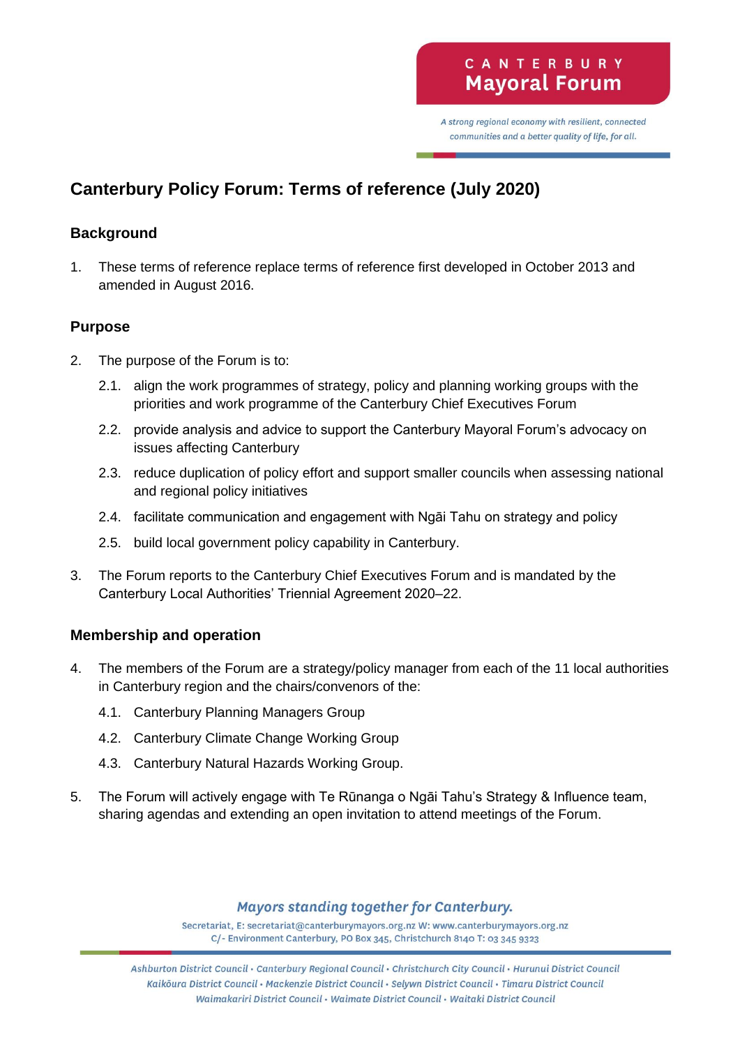# Canterbury Policy Forum: Terms of reference (July 2020)

## Background

1. These terms of reference replace terms of reference first developed in October 2013 and amended in August 2016.

## Purpose

2. The purpose of the Forum is to:

    2.1. align the work programmes of strategy, policy and planning working groups with the priorities and work programme of the Canterbury Chief Executives Forum

    2.2. provide analysis and advice to support the Canterbury Mayoral Forum's advocacy on issues affecting Canterbury

    2.3. reduce duplication of policy effort and support smaller councils when assessing national and regional policy initiatives

    2.4. facilitate communication and engagement with Ngāi Tahu on strategy and policy

    2.5. build local government policy capability in Canterbury.

3. The Forum reports to the Canterbury Chief Executives Forum and is mandated by the Canterbury Local Authorities' Triennial Agreement 2020–22.

## Membership and operation

4. The members of the Forum are a strategy/policy manager from each of the 11 local authorities in Canterbury region and the chairs/convenors of the:

    4.1. Canterbury Planning Managers Group

    4.2. Canterbury Climate Change Working Group

    4.3. Canterbury Natural Hazards Working Group.

5. The Forum will actively engage with Te Rūnanga o Ngāi Tahu's Strategy & Influence team, sharing agendas and extending an open invitation to attend meetings of the Forum.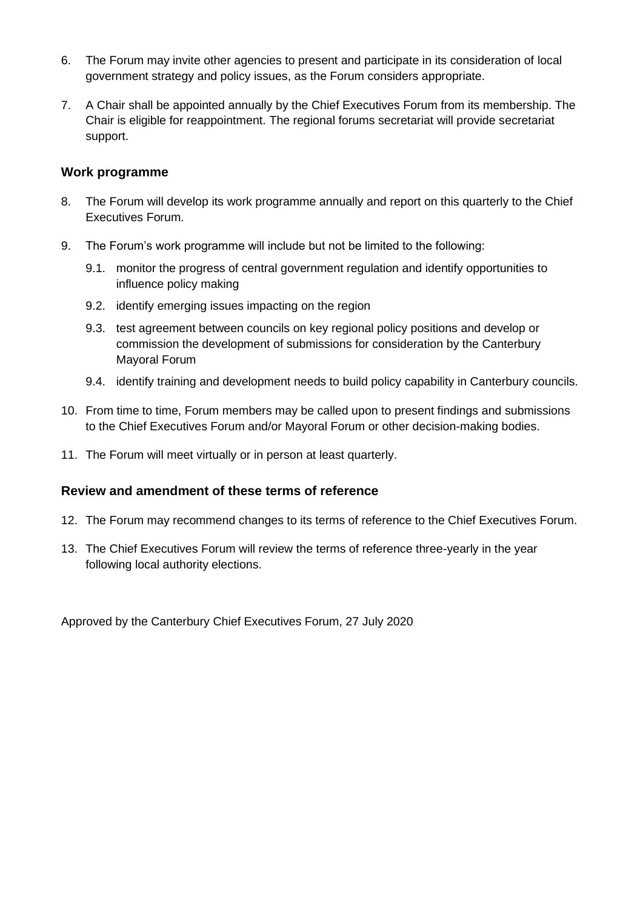6. The Forum may invite other agencies to present and participate in its consideration of local government strategy and policy issues, as the Forum considers appropriate.

7. A Chair shall be appointed annually by the Chief Executives Forum from its membership. The Chair is eligible for reappointment. The regional forums secretariat will provide secretariat support.

## Work programme

8. The Forum will develop its work programme annually and report on this quarterly to the Chief Executives Forum.

9. The Forum's work programme will include but not be limited to the following:

   9.1. monitor the progress of central government regulation and identify opportunities to influence policy making

   9.2. identify emerging issues impacting on the region

   9.3. test agreement between councils on key regional policy positions and develop or commission the development of submissions for consideration by the Canterbury Mayoral Forum

   9.4. identify training and development needs to build policy capability in Canterbury councils.

10. From time to time, Forum members may be called upon to present findings and submissions to the Chief Executives Forum and/or Mayoral Forum or other decision-making bodies.

11. The Forum will meet virtually or in person at least quarterly.

## Review and amendment of these terms of reference

12. The Forum may recommend changes to its terms of reference to the Chief Executives Forum.

13. The Chief Executives Forum will review the terms of reference three-yearly in the year following local authority elections.

Approved by the Canterbury Chief Executives Forum, 27 July 2020